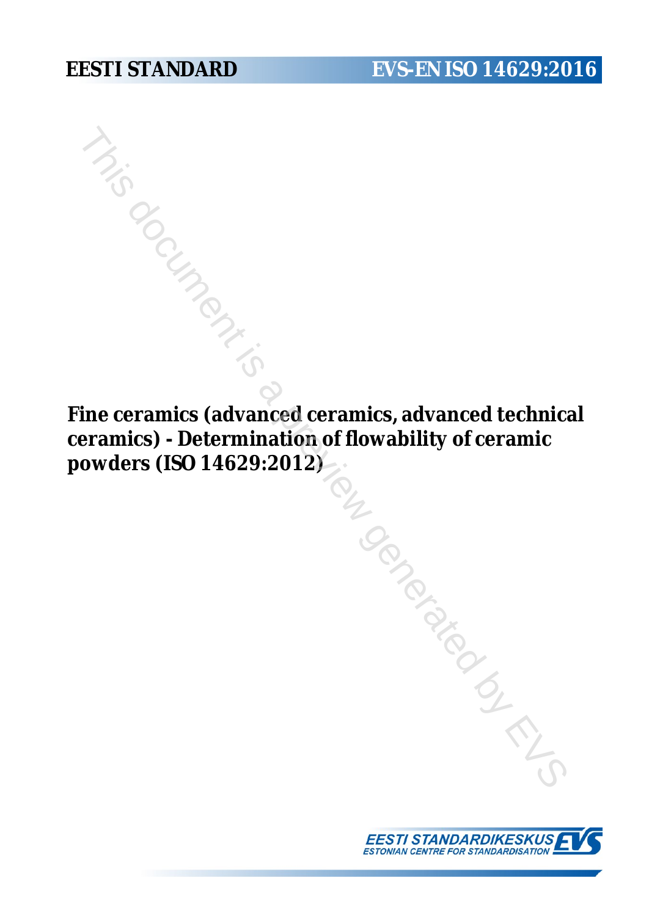EESTI STANDARD

EVS-EN ISO 14629:2016

# Fine ceramics (advanced ceramics, advanced technical ceramics) - Determination of flowability of ceramic powders (ISO 14629:2012)

EESTI STANDARDIKESKUS
ESTONIAN CENTRE FOR STANDARDISATION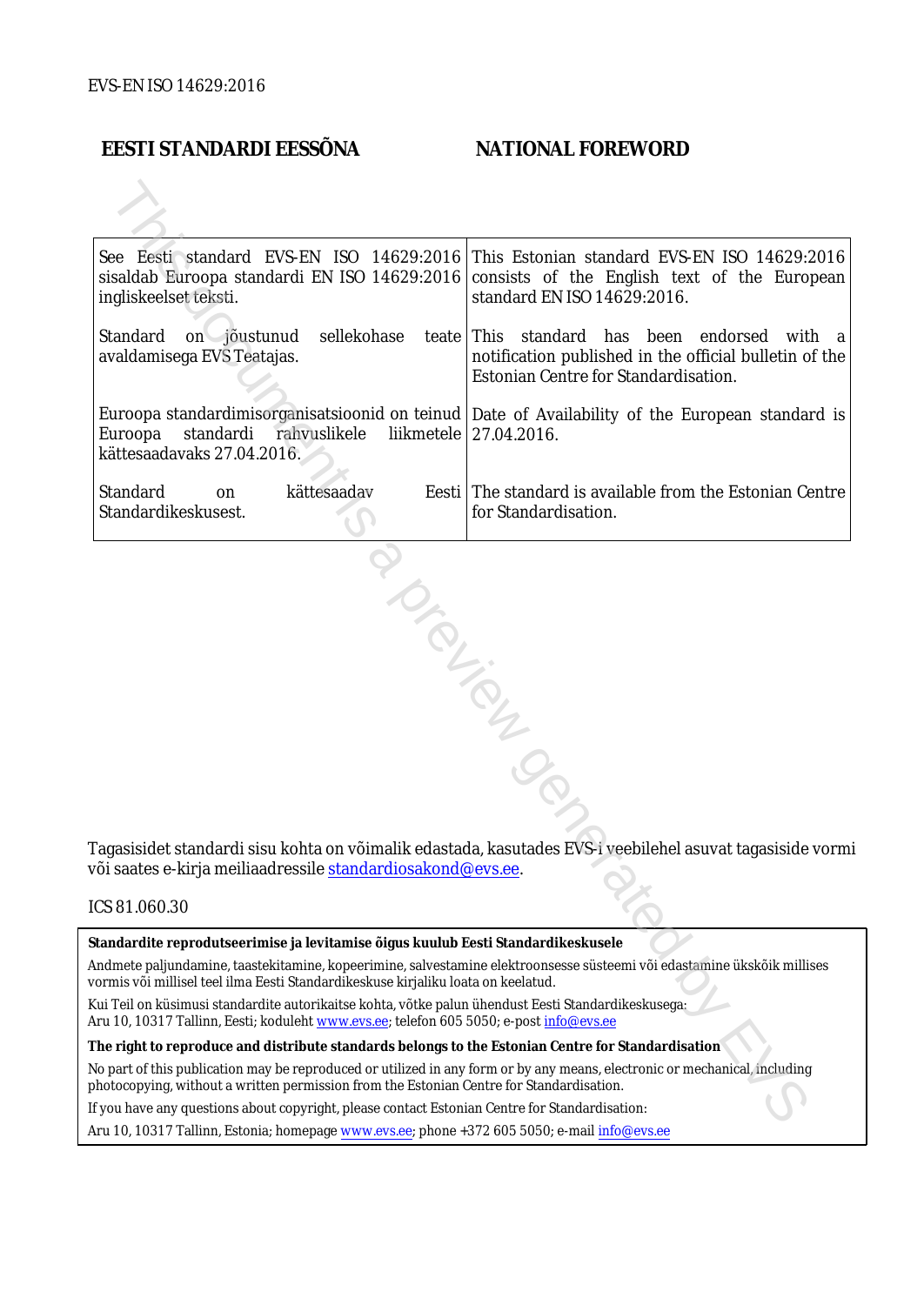EVS-EN ISO 14629:2016

| EESTI STANDARDI EESSÕNA | NATIONAL FOREWORD |
|---|---|
| See Eesti standard EVS-EN ISO 14629:2016 sisaldab Euroopa standardi EN ISO 14629:2016 ingliskeelset teksti. | This Estonian standard EVS-EN ISO 14629:2016 consists of the English text of the European standard EN ISO 14629:2016. |
| Standard on jõustunud sellekohase teate avaldamisega EVS Teatajas. | This standard has been endorsed with a notification published in the official bulletin of the Estonian Centre for Standardisation. |
| Euroopa standardimisorganisatsioonid on teinud Euroopa standardi rahvuslikele liikmetele kättesaadavaks 27.04.2016. | Date of Availability of the European standard is 27.04.2016. |
| Standard on kättesaadav Eesti Standardikeskusest. | The standard is available from the Estonian Centre for Standardisation. |

Tagasisidet standardi sisu kohta on võimalik edastada, kasutades EVS-i veebilehel asuvat tagasiside vormi või saates e-kirja meiliaadressile standardiosakond@evs.ee.

ICS 81.060.30

**Standardite reprodutseerimise ja levitamise õigus kuulub Eesti Standardikeskusele**

Andmete paljundamine, taastekitamine, kopeerimine, salvestamine elektroonsesse süsteemi või edastamine ükskõik millises vormis või millisel teel ilma Eesti Standardikeskuse kirjaliku loata on keelatud.

Kui Teil on küsimusi standardite autorikaitse kohta, võtke palun ühendust Eesti Standardikeskusega:
Aru 10, 10317 Tallinn, Eesti; koduleht www.evs.ee; telefon 605 5050; e-post info@evs.ee

**The right to reproduce and distribute standards belongs to the Estonian Centre for Standardisation**

No part of this publication may be reproduced or utilized in any form or by any means, electronic or mechanical, including photocopying, without a written permission from the Estonian Centre for Standardisation.

If you have any questions about copyright, please contact Estonian Centre for Standardisation:

Aru 10, 10317 Tallinn, Estonia; homepage www.evs.ee; phone +372 605 5050; e-mail info@evs.ee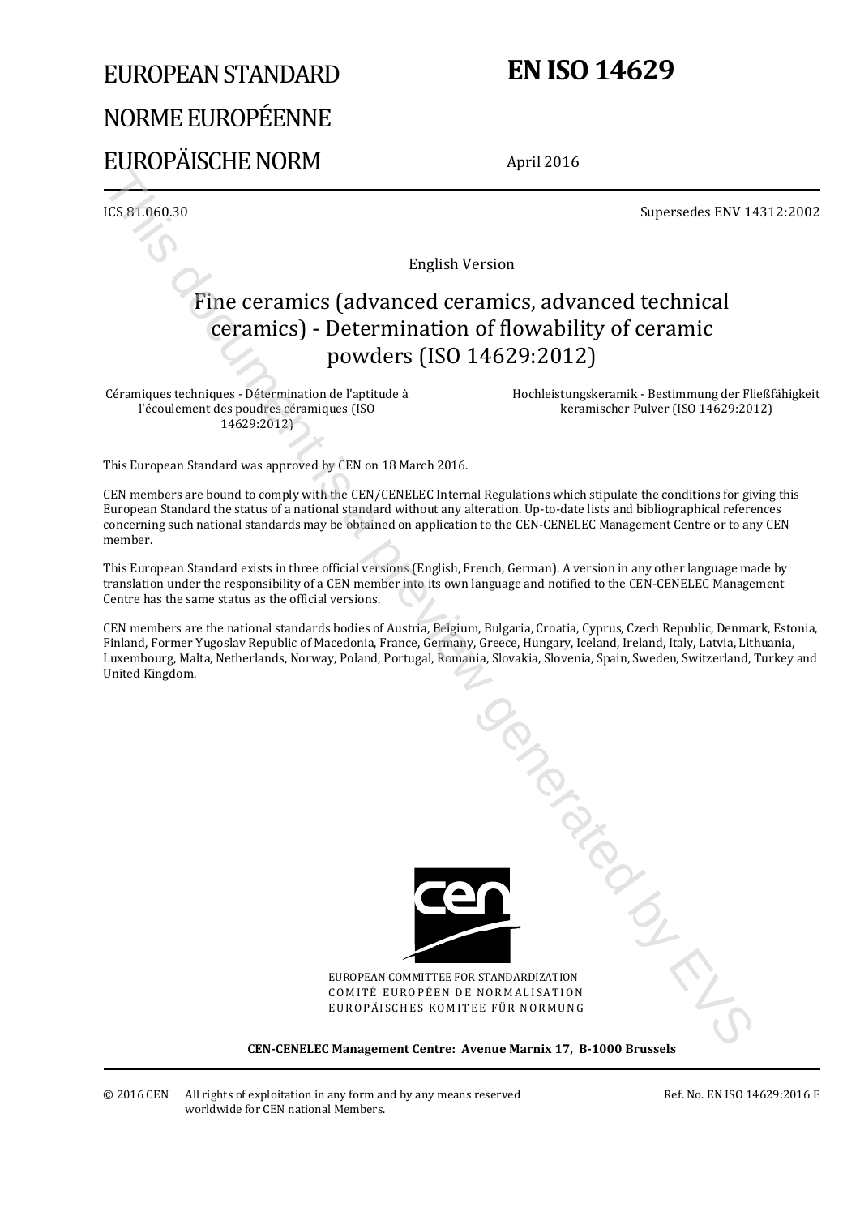# EUROPEAN STANDARD
# NORME EUROPÉENNE
# EUROPÄISCHE NORM

# EN ISO 14629

April 2016

ICS 81.060.30

Supersedes ENV 14312:2002

English Version

## Fine ceramics (advanced ceramics, advanced technical ceramics) - Determination of flowability of ceramic powders (ISO 14629:2012)

Céramiques techniques - Détermination de l'aptitude à l'écoulement des poudres céramiques (ISO 14629:2012)

Hochleistungskeramik - Bestimmung der Fließfähigkeit keramischer Pulver (ISO 14629:2012)

This European Standard was approved by CEN on 18 March 2016.

CEN members are bound to comply with the CEN/CENELEC Internal Regulations which stipulate the conditions for giving this European Standard the status of a national standard without any alteration. Up-to-date lists and bibliographical references concerning such national standards may be obtained on application to the CEN-CENELEC Management Centre or to any CEN member.

This European Standard exists in three official versions (English, French, German). A version in any other language made by translation under the responsibility of a CEN member into its own language and notified to the CEN-CENELEC Management Centre has the same status as the official versions.

CEN members are the national standards bodies of Austria, Belgium, Bulgaria, Croatia, Cyprus, Czech Republic, Denmark, Estonia, Finland, Former Yugoslav Republic of Macedonia, France, Germany, Greece, Hungary, Iceland, Ireland, Italy, Latvia, Lithuania, Luxembourg, Malta, Netherlands, Norway, Poland, Portugal, Romania, Slovakia, Slovenia, Spain, Sweden, Switzerland, Turkey and United Kingdom.

EUROPEAN COMMITTEE FOR STANDARDIZATION
COMITÉ EUROPÉEN DE NORMALISATION
EUROPÄISCHES KOMITEE FÜR NORMUNG

**CEN-CENELEC Management Centre: Avenue Marnix 17, B-1000 Brussels**

© 2016 CEN All rights of exploitation in any form and by any means reserved worldwide for CEN national Members.

Ref. No. EN ISO 14629:2016 E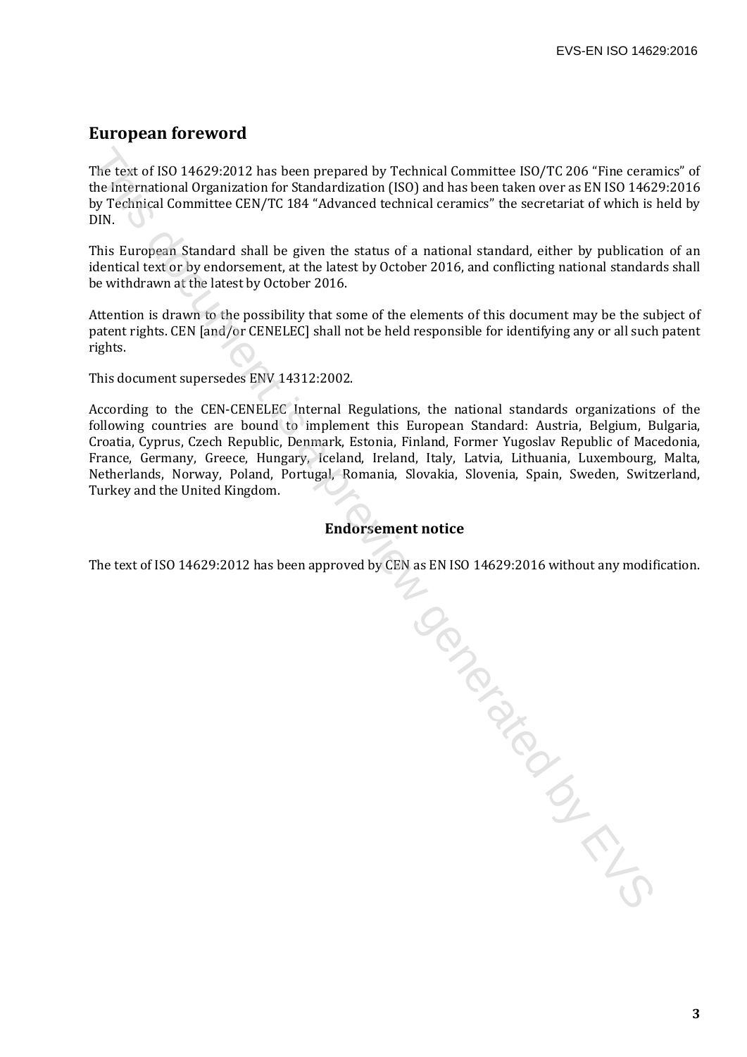## European foreword

The text of ISO 14629:2012 has been prepared by Technical Committee ISO/TC 206 "Fine ceramics" of the International Organization for Standardization (ISO) and has been taken over as EN ISO 14629:2016 by Technical Committee CEN/TC 184 "Advanced technical ceramics" the secretariat of which is held by DIN.

This European Standard shall be given the status of a national standard, either by publication of an identical text or by endorsement, at the latest by October 2016, and conflicting national standards shall be withdrawn at the latest by October 2016.

Attention is drawn to the possibility that some of the elements of this document may be the subject of patent rights. CEN [and/or CENELEC] shall not be held responsible for identifying any or all such patent rights.

This document supersedes ENV 14312:2002.

According to the CEN-CENELEC Internal Regulations, the national standards organizations of the following countries are bound to implement this European Standard: Austria, Belgium, Bulgaria, Croatia, Cyprus, Czech Republic, Denmark, Estonia, Finland, Former Yugoslav Republic of Macedonia, France, Germany, Greece, Hungary, Iceland, Ireland, Italy, Latvia, Lithuania, Luxembourg, Malta, Netherlands, Norway, Poland, Portugal, Romania, Slovakia, Slovenia, Spain, Sweden, Switzerland, Turkey and the United Kingdom.

### Endorsement notice

The text of ISO 14629:2012 has been approved by CEN as EN ISO 14629:2016 without any modification.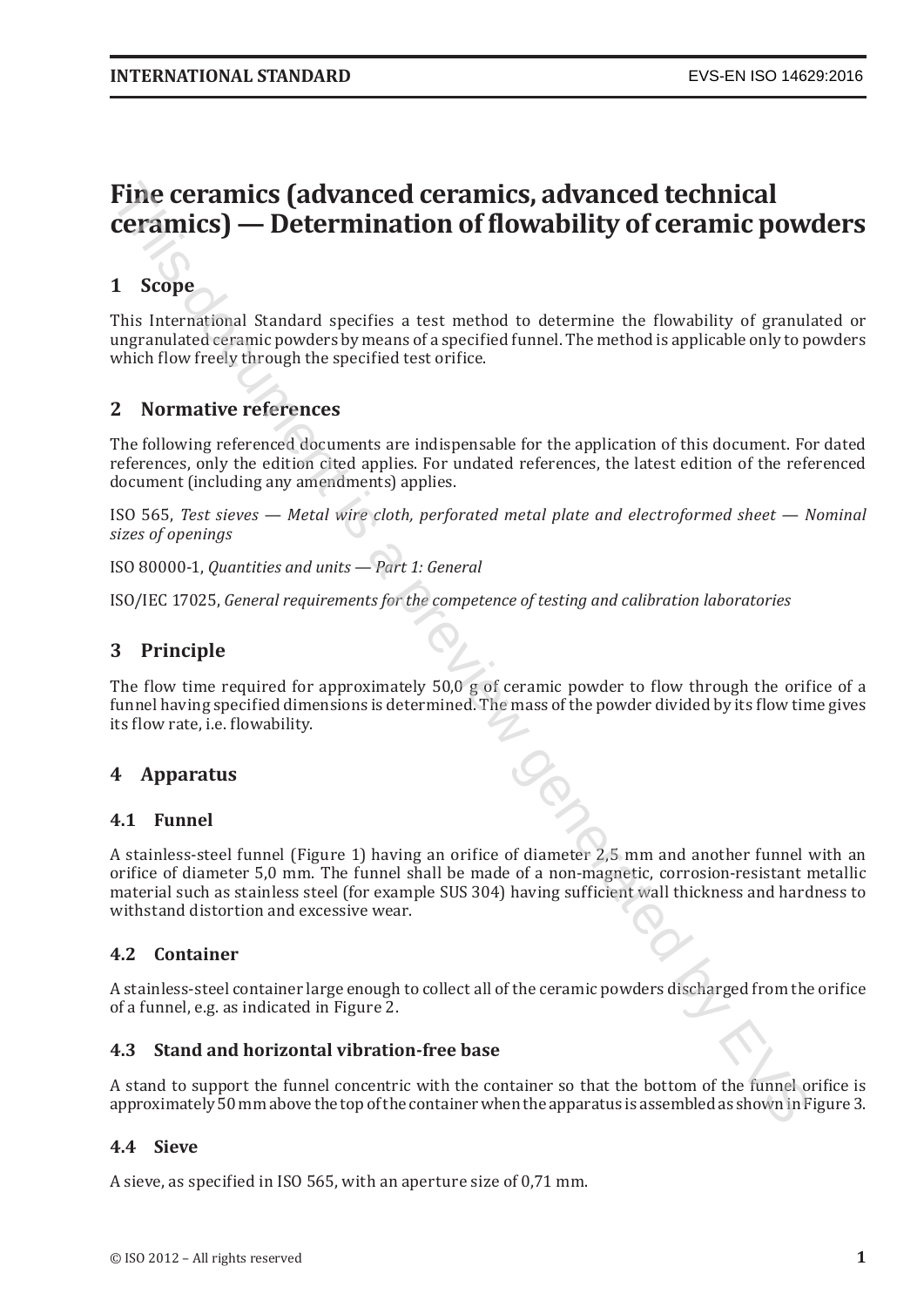# Fine ceramics (advanced ceramics, advanced technical ceramics) — Determination of flowability of ceramic powders

## 1 Scope

This International Standard specifies a test method to determine the flowability of granulated or ungranulated ceramic powders by means of a specified funnel. The method is applicable only to powders which flow freely through the specified test orifice.

## 2 Normative references

The following referenced documents are indispensable for the application of this document. For dated references, only the edition cited applies. For undated references, the latest edition of the referenced document (including any amendments) applies.

ISO 565, *Test sieves — Metal wire cloth, perforated metal plate and electroformed sheet — Nominal sizes of openings*

ISO 80000-1, *Quantities and units — Part 1: General*

ISO/IEC 17025, *General requirements for the competence of testing and calibration laboratories*

## 3 Principle

The flow time required for approximately 50,0 g of ceramic powder to flow through the orifice of a funnel having specified dimensions is determined. The mass of the powder divided by its flow time gives its flow rate, i.e. flowability.

## 4 Apparatus

### 4.1 Funnel

A stainless-steel funnel (Figure 1) having an orifice of diameter 2,5 mm and another funnel with an orifice of diameter 5,0 mm. The funnel shall be made of a non-magnetic, corrosion-resistant metallic material such as stainless steel (for example SUS 304) having sufficient wall thickness and hardness to withstand distortion and excessive wear.

### 4.2 Container

A stainless-steel container large enough to collect all of the ceramic powders discharged from the orifice of a funnel, e.g. as indicated in Figure 2.

### 4.3 Stand and horizontal vibration-free base

A stand to support the funnel concentric with the container so that the bottom of the funnel orifice is approximately 50 mm above the top of the container when the apparatus is assembled as shown in Figure 3.

### 4.4 Sieve

A sieve, as specified in ISO 565, with an aperture size of 0,71 mm.